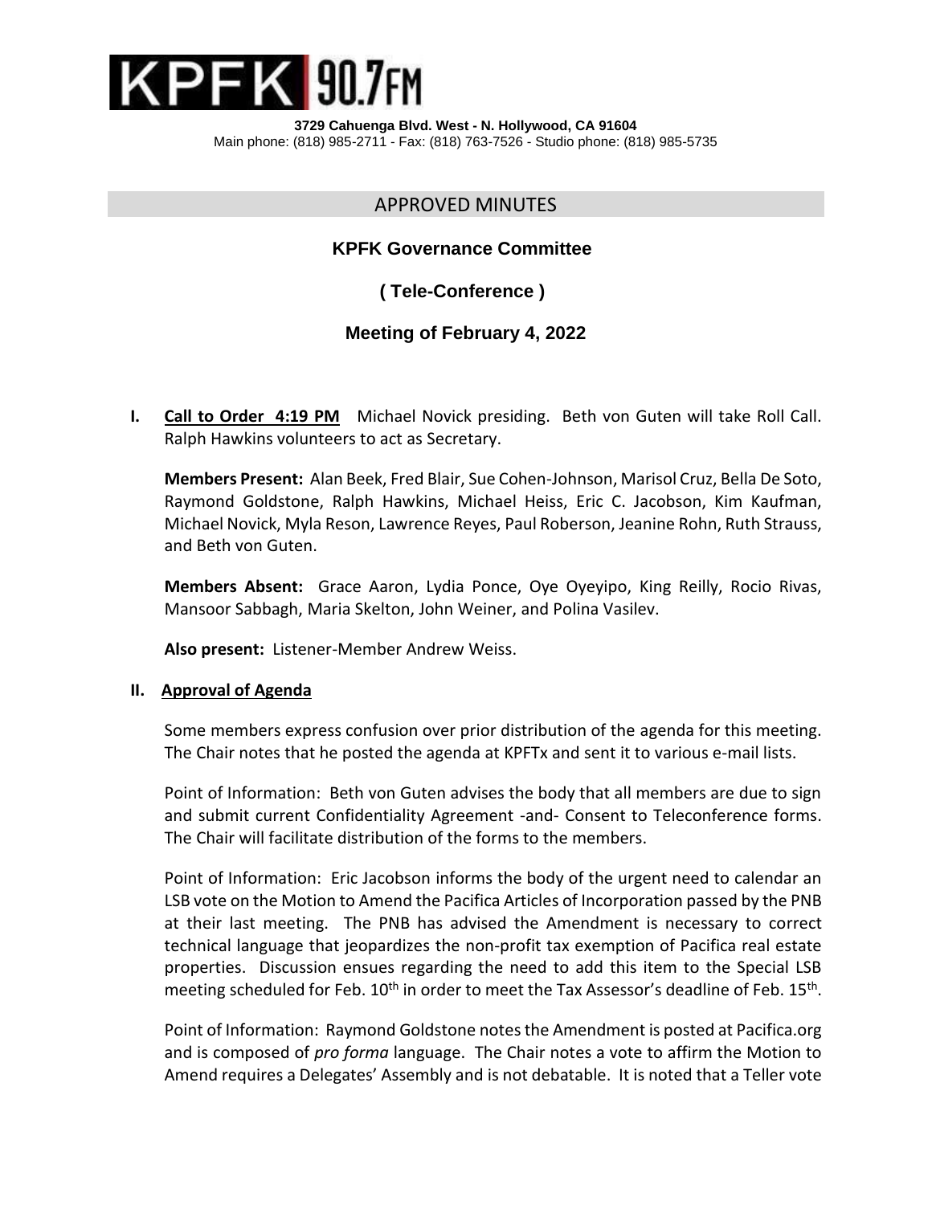KPFK 90.7FM

**3729 Cahuenga Blvd. West - N. Hollywood, CA 91604**
Main phone: (818) 985-2711 - Fax: (818) 763-7526 - Studio phone: (818) 985-5735

## APPROVED MINUTES

### KPFK Governance Committee

### ( Tele-Conference )

### Meeting of February 4, 2022

**I. Call to Order 4:19 PM** Michael Novick presiding. Beth von Guten will take Roll Call. Ralph Hawkins volunteers to act as Secretary.

**Members Present:** Alan Beek, Fred Blair, Sue Cohen-Johnson, Marisol Cruz, Bella De Soto, Raymond Goldstone, Ralph Hawkins, Michael Heiss, Eric C. Jacobson, Kim Kaufman, Michael Novick, Myla Reson, Lawrence Reyes, Paul Roberson, Jeanine Rohn, Ruth Strauss, and Beth von Guten.

**Members Absent:** Grace Aaron, Lydia Ponce, Oye Oyeyipo, King Reilly, Rocio Rivas, Mansoor Sabbagh, Maria Skelton, John Weiner, and Polina Vasilev.

**Also present:** Listener-Member Andrew Weiss.

**II. Approval of Agenda**

Some members express confusion over prior distribution of the agenda for this meeting. The Chair notes that he posted the agenda at KPFTx and sent it to various e-mail lists.

Point of Information: Beth von Guten advises the body that all members are due to sign and submit current Confidentiality Agreement -and- Consent to Teleconference forms. The Chair will facilitate distribution of the forms to the members.

Point of Information: Eric Jacobson informs the body of the urgent need to calendar an LSB vote on the Motion to Amend the Pacifica Articles of Incorporation passed by the PNB at their last meeting. The PNB has advised the Amendment is necessary to correct technical language that jeopardizes the non-profit tax exemption of Pacifica real estate properties. Discussion ensues regarding the need to add this item to the Special LSB meeting scheduled for Feb. 10th in order to meet the Tax Assessor's deadline of Feb. 15th.

Point of Information: Raymond Goldstone notes the Amendment is posted at Pacifica.org and is composed of *pro forma* language. The Chair notes a vote to affirm the Motion to Amend requires a Delegates' Assembly and is not debatable. It is noted that a Teller vote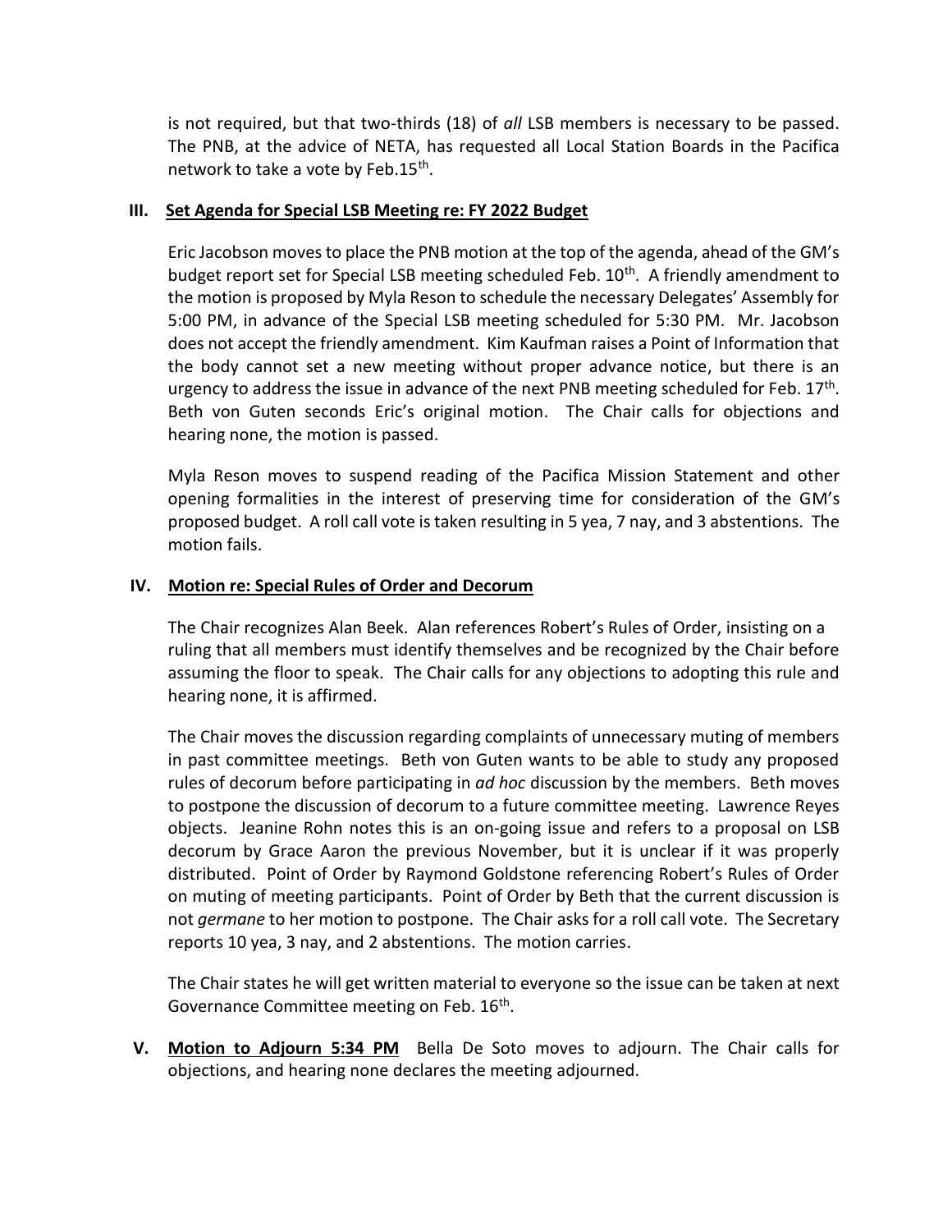is not required, but that two-thirds (18) of *all* LSB members is necessary to be passed. The PNB, at the advice of NETA, has requested all Local Station Boards in the Pacifica network to take a vote by Feb.15th.

## III. **Set Agenda for Special LSB Meeting re: FY 2022 Budget**

Eric Jacobson moves to place the PNB motion at the top of the agenda, ahead of the GM's budget report set for Special LSB meeting scheduled Feb. 10th. A friendly amendment to the motion is proposed by Myla Reson to schedule the necessary Delegates' Assembly for 5:00 PM, in advance of the Special LSB meeting scheduled for 5:30 PM. Mr. Jacobson does not accept the friendly amendment. Kim Kaufman raises a Point of Information that the body cannot set a new meeting without proper advance notice, but there is an urgency to address the issue in advance of the next PNB meeting scheduled for Feb. 17th. Beth von Guten seconds Eric's original motion. The Chair calls for objections and hearing none, the motion is passed.

Myla Reson moves to suspend reading of the Pacifica Mission Statement and other opening formalities in the interest of preserving time for consideration of the GM's proposed budget. A roll call vote is taken resulting in 5 yea, 7 nay, and 3 abstentions. The motion fails.

## IV. **Motion re: Special Rules of Order and Decorum**

The Chair recognizes Alan Beek. Alan references Robert's Rules of Order, insisting on a ruling that all members must identify themselves and be recognized by the Chair before assuming the floor to speak. The Chair calls for any objections to adopting this rule and hearing none, it is affirmed.

The Chair moves the discussion regarding complaints of unnecessary muting of members in past committee meetings. Beth von Guten wants to be able to study any proposed rules of decorum before participating in *ad hoc* discussion by the members. Beth moves to postpone the discussion of decorum to a future committee meeting. Lawrence Reyes objects. Jeanine Rohn notes this is an on-going issue and refers to a proposal on LSB decorum by Grace Aaron the previous November, but it is unclear if it was properly distributed. Point of Order by Raymond Goldstone referencing Robert's Rules of Order on muting of meeting participants. Point of Order by Beth that the current discussion is not *germane* to her motion to postpone. The Chair asks for a roll call vote. The Secretary reports 10 yea, 3 nay, and 2 abstentions. The motion carries.

The Chair states he will get written material to everyone so the issue can be taken at next Governance Committee meeting on Feb. 16th.

## V. **Motion to Adjourn 5:34 PM**

Bella De Soto moves to adjourn. The Chair calls for objections, and hearing none declares the meeting adjourned.